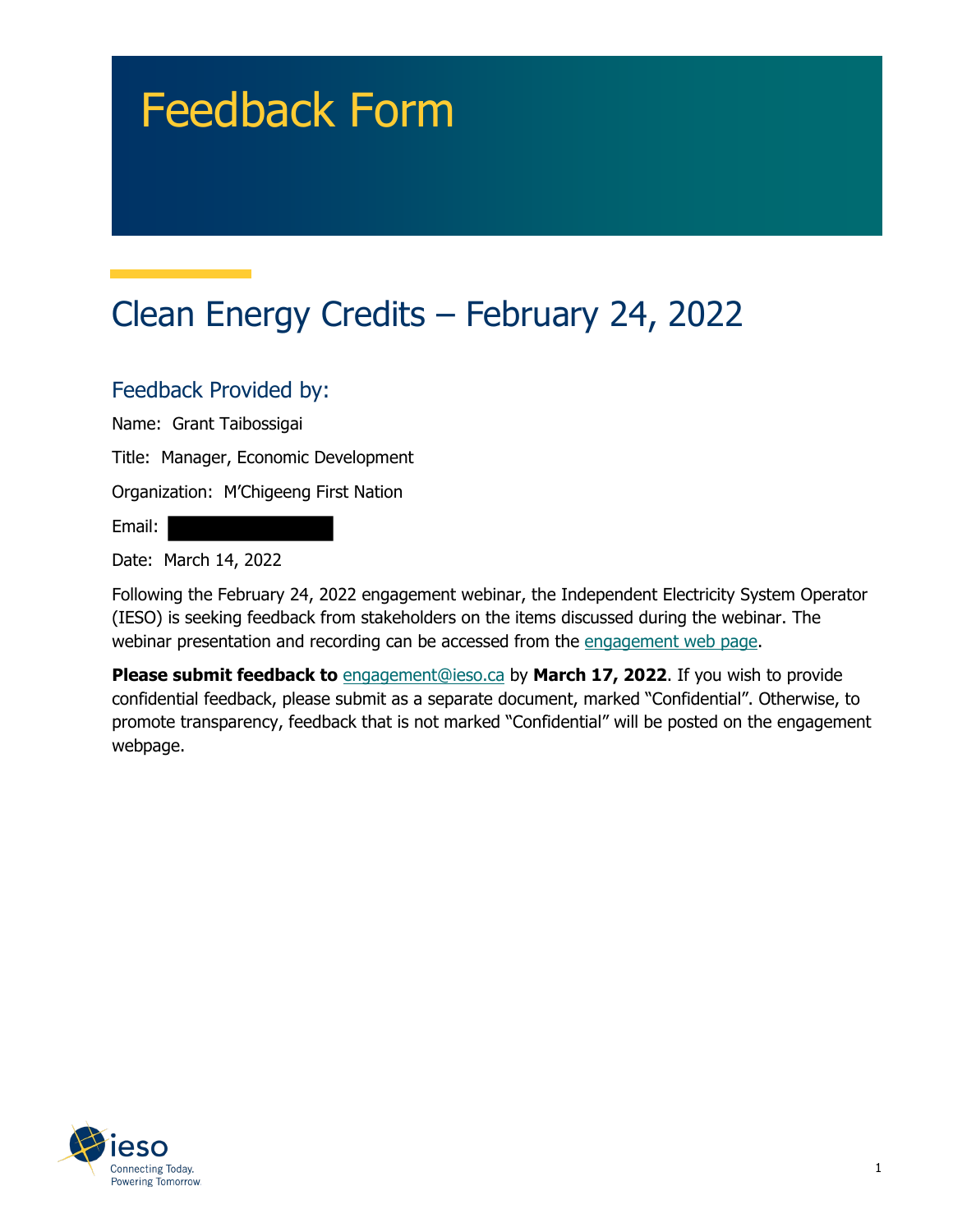# Feedback Form

## Clean Energy Credits – February 24, 2022

### Feedback Provided by:

Name: Grant Taibossigai

Title: Manager, Economic Development

Organization: M'Chigeeng First Nation

Email:

Date: March 14, 2022

Following the February 24, 2022 engagement webinar, the Independent Electricity System Operator (IESO) is seeking feedback from stakeholders on the items discussed during the webinar. The webinar presentation and recording can be accessed from the engagement web page.

**Please submit feedback to** engagement@ieso.ca by **March 17, 2022**. If you wish to provide confidential feedback, please submit as a separate document, marked "Confidential". Otherwise, to promote transparency, feedback that is not marked "Confidential" will be posted on the engagement webpage.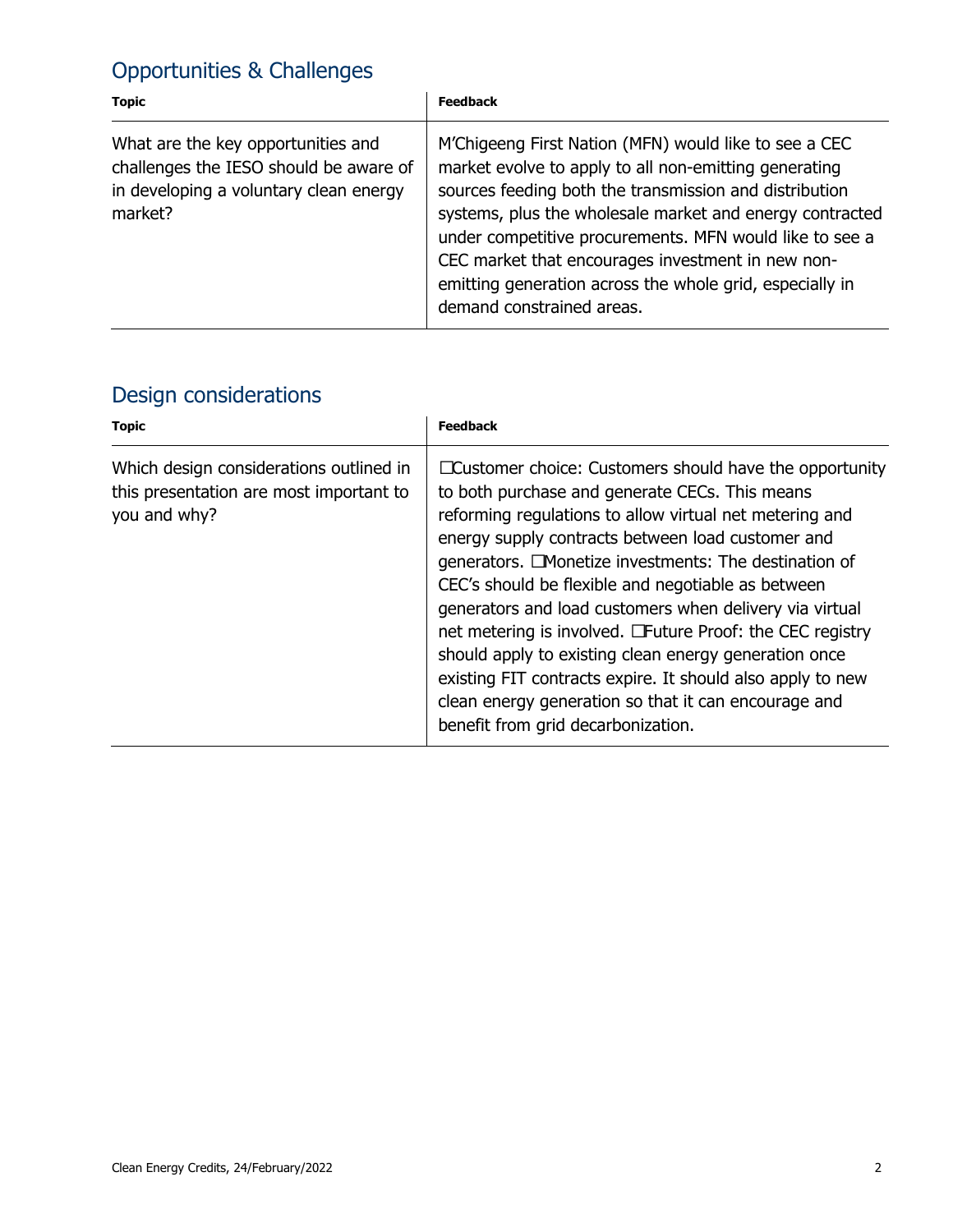## Opportunities & Challenges

| Topic | Feedback |
| --- | --- |
| What are the key opportunities and challenges the IESO should be aware of in developing a voluntary clean energy market? | M'Chigeeng First Nation (MFN) would like to see a CEC market evolve to apply to all non-emitting generating sources feeding both the transmission and distribution systems, plus the wholesale market and energy contracted under competitive procurements. MFN would like to see a CEC market that encourages investment in new non-emitting generation across the whole grid, especially in demand constrained areas. |

## Design considerations

| Topic | Feedback |
| --- | --- |
| Which design considerations outlined in this presentation are most important to you and why? | ☐Customer choice: Customers should have the opportunity to both purchase and generate CECs. This means reforming regulations to allow virtual net metering and energy supply contracts between load customer and generators. ☐Monetize investments: The destination of CEC's should be flexible and negotiable as between generators and load customers when delivery via virtual net metering is involved. ☐Future Proof: the CEC registry should apply to existing clean energy generation once existing FIT contracts expire. It should also apply to new clean energy generation so that it can encourage and benefit from grid decarbonization. |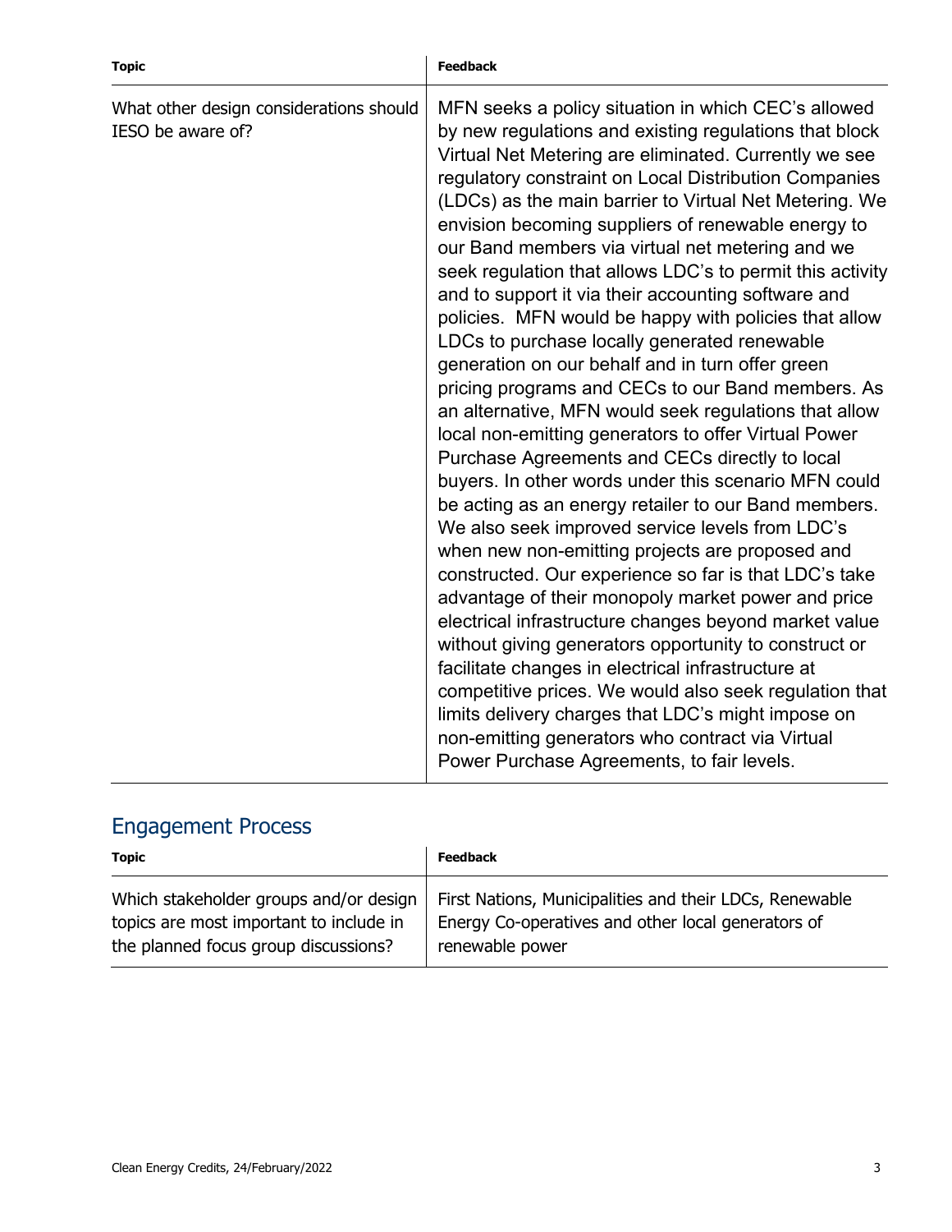| Topic | Feedback |
|---|---|
| What other design considerations should IESO be aware of? | MFN seeks a policy situation in which CEC's allowed by new regulations and existing regulations that block Virtual Net Metering are eliminated. Currently we see regulatory constraint on Local Distribution Companies (LDCs) as the main barrier to Virtual Net Metering. We envision becoming suppliers of renewable energy to our Band members via virtual net metering and we seek regulation that allows LDC's to permit this activity and to support it via their accounting software and policies. MFN would be happy with policies that allow LDCs to purchase locally generated renewable generation on our behalf and in turn offer green pricing programs and CECs to our Band members. As an alternative, MFN would seek regulations that allow local non-emitting generators to offer Virtual Power Purchase Agreements and CECs directly to local buyers. In other words under this scenario MFN could be acting as an energy retailer to our Band members. We also seek improved service levels from LDC's when new non-emitting projects are proposed and constructed. Our experience so far is that LDC's take advantage of their monopoly market power and price electrical infrastructure changes beyond market value without giving generators opportunity to construct or facilitate changes in electrical infrastructure at competitive prices. We would also seek regulation that limits delivery charges that LDC's might impose on non-emitting generators who contract via Virtual Power Purchase Agreements, to fair levels. |

## Engagement Process

| Topic | Feedback |
|---|---|
| Which stakeholder groups and/or design topics are most important to include in the planned focus group discussions? | First Nations, Municipalities and their LDCs, Renewable Energy Co-operatives and other local generators of renewable power |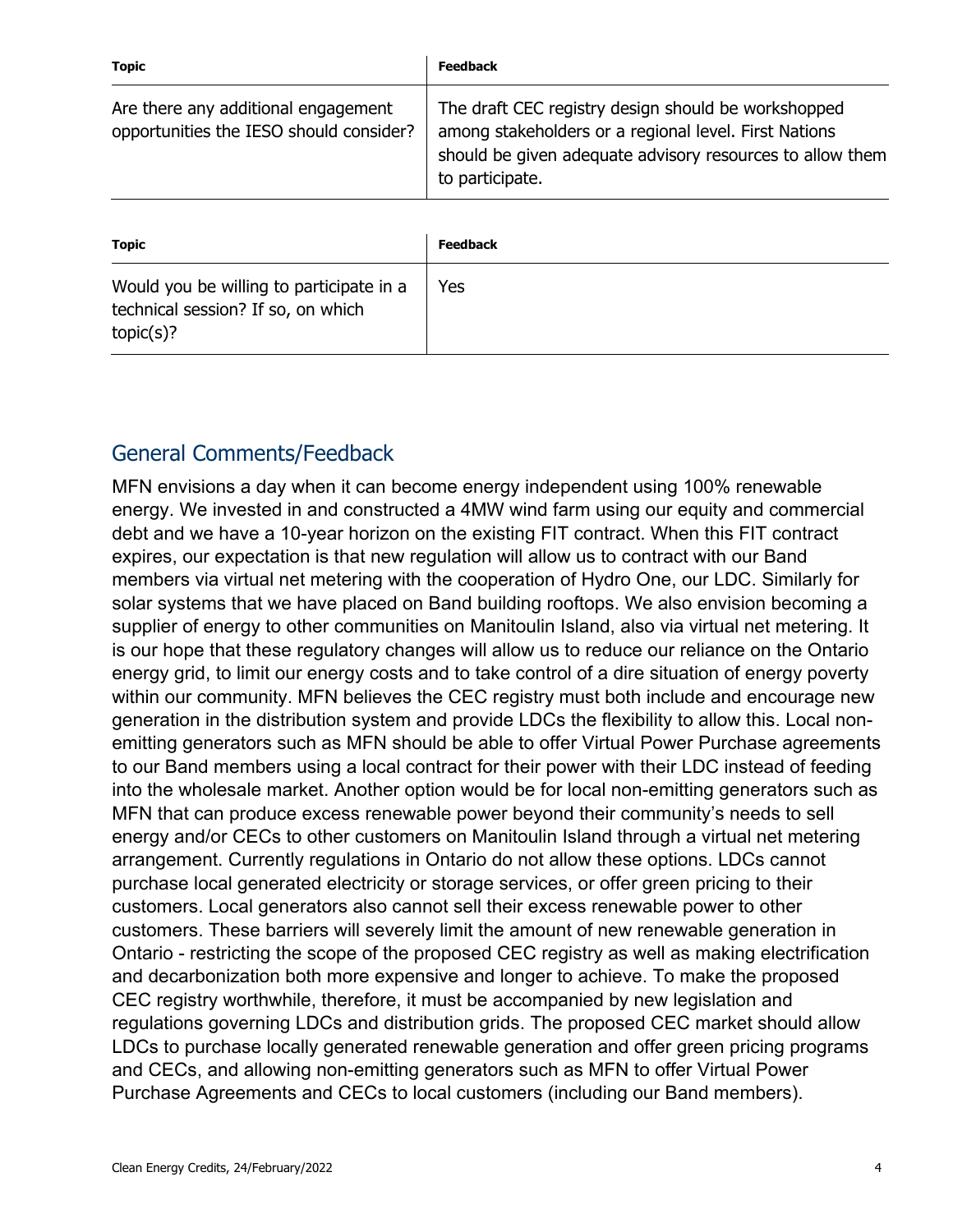| Topic | Feedback |
| --- | --- |
| Are there any additional engagement opportunities the IESO should consider? | The draft CEC registry design should be workshopped among stakeholders or a regional level. First Nations should be given adequate advisory resources to allow them to participate. |

| Topic | Feedback |
| --- | --- |
| Would you be willing to participate in a technical session? If so, on which topic(s)? | Yes |

## General Comments/Feedback

MFN envisions a day when it can become energy independent using 100% renewable energy. We invested in and constructed a 4MW wind farm using our equity and commercial debt and we have a 10-year horizon on the existing FIT contract. When this FIT contract expires, our expectation is that new regulation will allow us to contract with our Band members via virtual net metering with the cooperation of Hydro One, our LDC. Similarly for solar systems that we have placed on Band building rooftops. We also envision becoming a supplier of energy to other communities on Manitoulin Island, also via virtual net metering. It is our hope that these regulatory changes will allow us to reduce our reliance on the Ontario energy grid, to limit our energy costs and to take control of a dire situation of energy poverty within our community. MFN believes the CEC registry must both include and encourage new generation in the distribution system and provide LDCs the flexibility to allow this. Local non-emitting generators such as MFN should be able to offer Virtual Power Purchase agreements to our Band members using a local contract for their power with their LDC instead of feeding into the wholesale market. Another option would be for local non-emitting generators such as MFN that can produce excess renewable power beyond their community's needs to sell energy and/or CECs to other customers on Manitoulin Island through a virtual net metering arrangement. Currently regulations in Ontario do not allow these options. LDCs cannot purchase local generated electricity or storage services, or offer green pricing to their customers. Local generators also cannot sell their excess renewable power to other customers. These barriers will severely limit the amount of new renewable generation in Ontario - restricting the scope of the proposed CEC registry as well as making electrification and decarbonization both more expensive and longer to achieve. To make the proposed CEC registry worthwhile, therefore, it must be accompanied by new legislation and regulations governing LDCs and distribution grids. The proposed CEC market should allow LDCs to purchase locally generated renewable generation and offer green pricing programs and CECs, and allowing non-emitting generators such as MFN to offer Virtual Power Purchase Agreements and CECs to local customers (including our Band members).